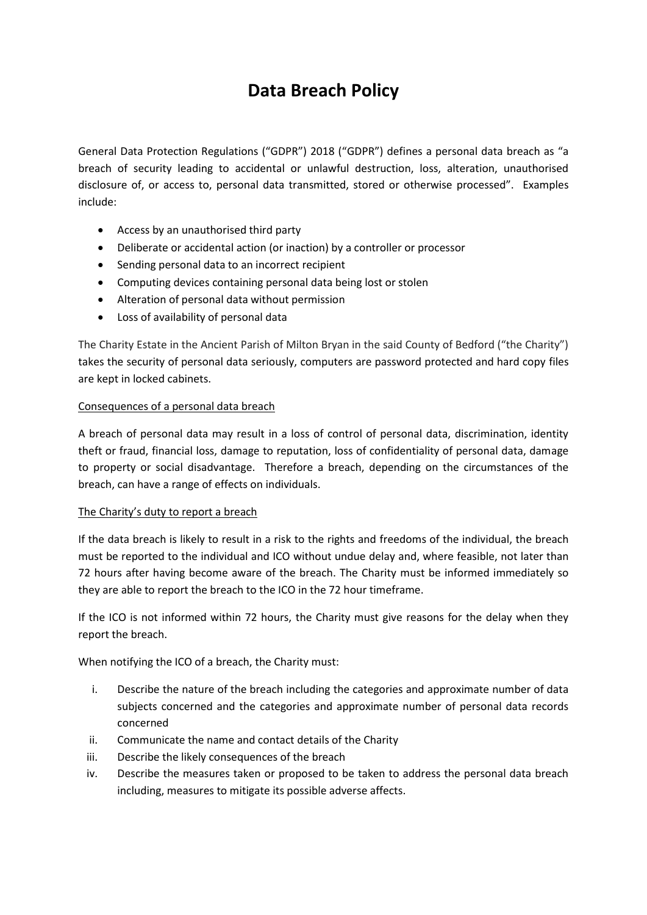# Data Breach Policy

General Data Protection Regulations ("GDPR") 2018 ("GDPR") defines a personal data breach as "a breach of security leading to accidental or unlawful destruction, loss, alteration, unauthorised disclosure of, or access to, personal data transmitted, stored or otherwise processed". Examples include:

- Access by an unauthorised third party
- Deliberate or accidental action (or inaction) by a controller or processor
- Sending personal data to an incorrect recipient
- Computing devices containing personal data being lost or stolen
- Alteration of personal data without permission
- Loss of availability of personal data

The Charity Estate in the Ancient Parish of Milton Bryan in the said County of Bedford ("the Charity") takes the security of personal data seriously, computers are password protected and hard copy files are kept in locked cabinets.

<u>Consequences of a personal data breach</u>

A breach of personal data may result in a loss of control of personal data, discrimination, identity theft or fraud, financial loss, damage to reputation, loss of confidentiality of personal data, damage to property or social disadvantage. Therefore a breach, depending on the circumstances of the breach, can have a range of effects on individuals.

<u>The Charity's duty to report a breach</u>

If the data breach is likely to result in a risk to the rights and freedoms of the individual, the breach must be reported to the individual and ICO without undue delay and, where feasible, not later than 72 hours after having become aware of the breach. The Charity must be informed immediately so they are able to report the breach to the ICO in the 72 hour timeframe.

If the ICO is not informed within 72 hours, the Charity must give reasons for the delay when they report the breach.

When notifying the ICO of a breach, the Charity must:

i. Describe the nature of the breach including the categories and approximate number of data subjects concerned and the categories and approximate number of personal data records concerned
ii. Communicate the name and contact details of the Charity
iii. Describe the likely consequences of the breach
iv. Describe the measures taken or proposed to be taken to address the personal data breach including, measures to mitigate its possible adverse affects.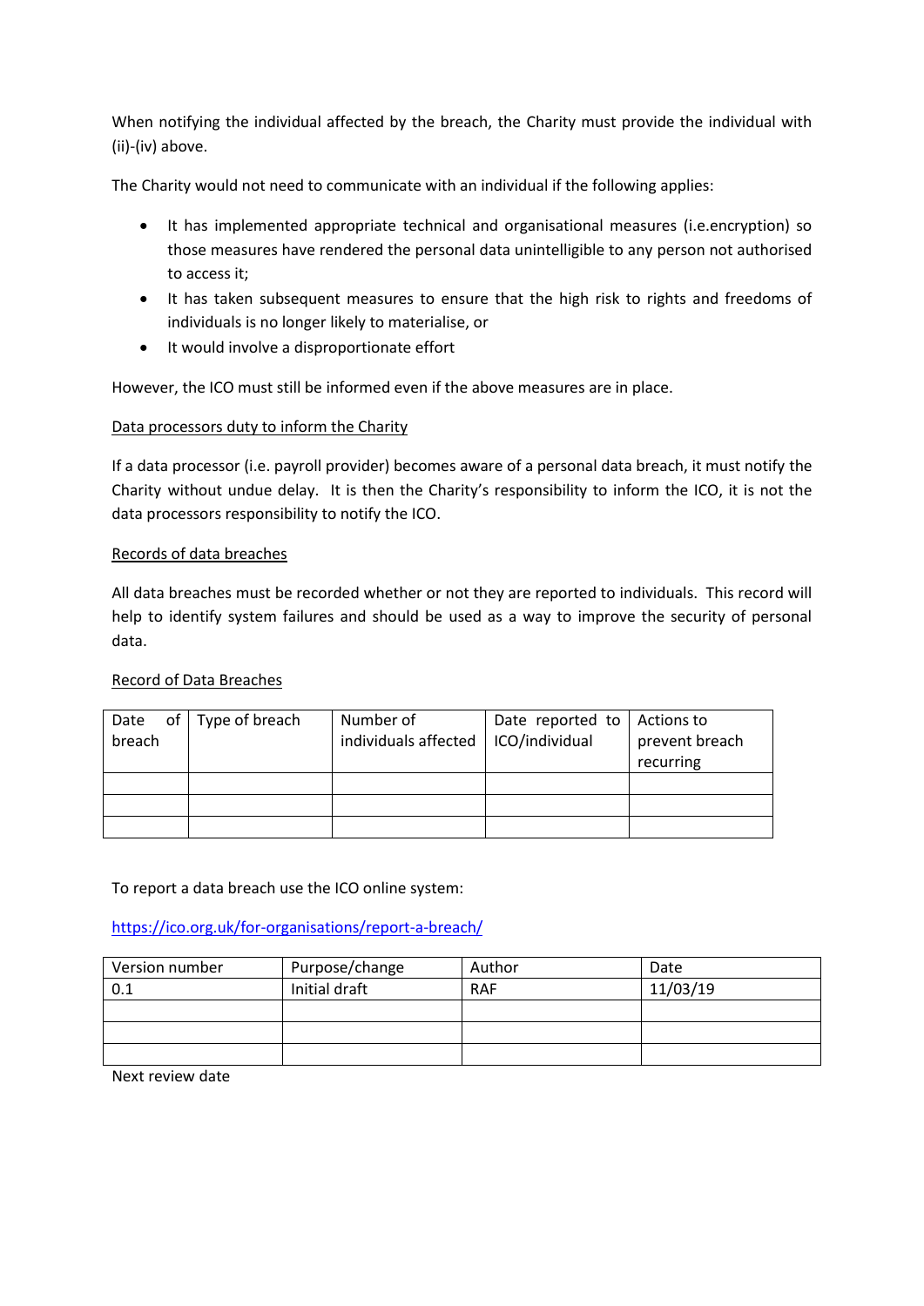When notifying the individual affected by the breach, the Charity must provide the individual with (ii)-(iv) above.

The Charity would not need to communicate with an individual if the following applies:

- It has implemented appropriate technical and organisational measures (i.e.encryption) so those measures have rendered the personal data unintelligible to any person not authorised to access it;
- It has taken subsequent measures to ensure that the high risk to rights and freedoms of individuals is no longer likely to materialise, or
- It would involve a disproportionate effort

However, the ICO must still be informed even if the above measures are in place.

<u>Data processors duty to inform the Charity</u>

If a data processor (i.e. payroll provider) becomes aware of a personal data breach, it must notify the Charity without undue delay. It is then the Charity's responsibility to inform the ICO, it is not the data processors responsibility to notify the ICO.

<u>Records of data breaches</u>

All data breaches must be recorded whether or not they are reported to individuals. This record will help to identify system failures and should be used as a way to improve the security of personal data.

<u>Record of Data Breaches</u>

| Date of breach | Type of breach | Number of individuals affected | Date reported to ICO/individual | Actions to prevent breach recurring |
|---|---|---|---|---|
| | | | | |
| | | | | |
| | | | | |

To report a data breach use the ICO online system:

https://ico.org.uk/for-organisations/report-a-breach/

| Version number | Purpose/change | Author | Date |
|---|---|---|---|
| 0.1 | Initial draft | RAF | 11/03/19 |
| | | | |
| | | | |
| | | | |

Next review date